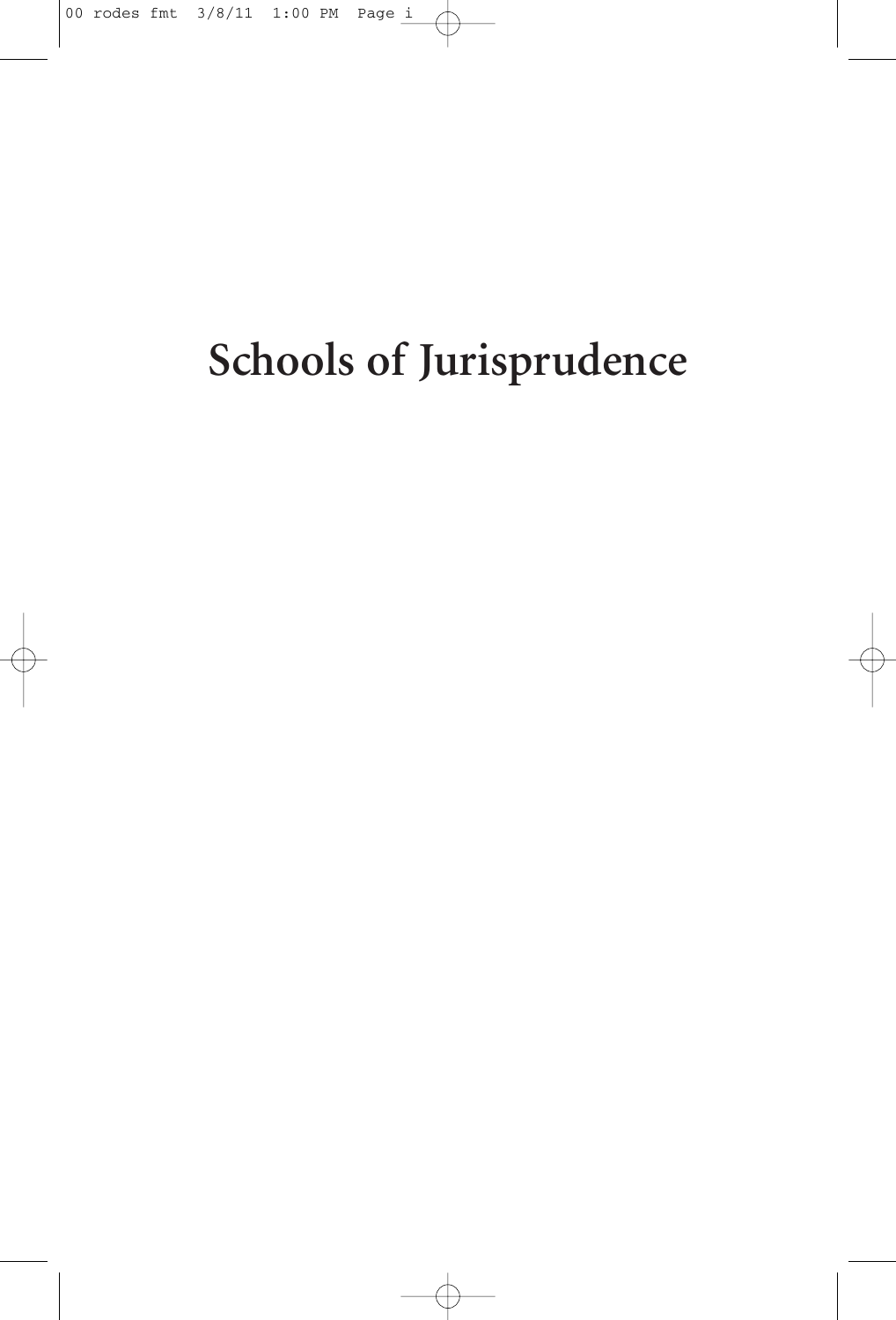# Schools of Jurisprudence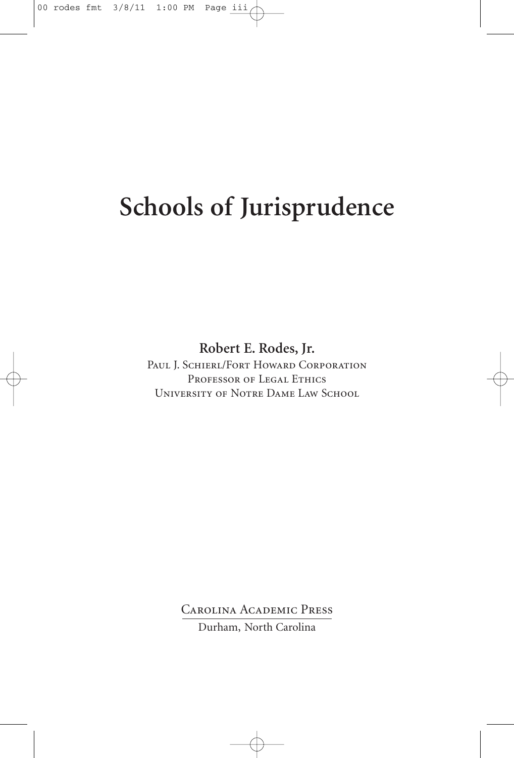# Schools of Jurisprudence

**Robert E. Rodes, Jr.**

Paul J. Schierl/Fort Howard Corporation
Professor of Legal Ethics
University of Notre Dame Law School

Carolina Academic Press
Durham, North Carolina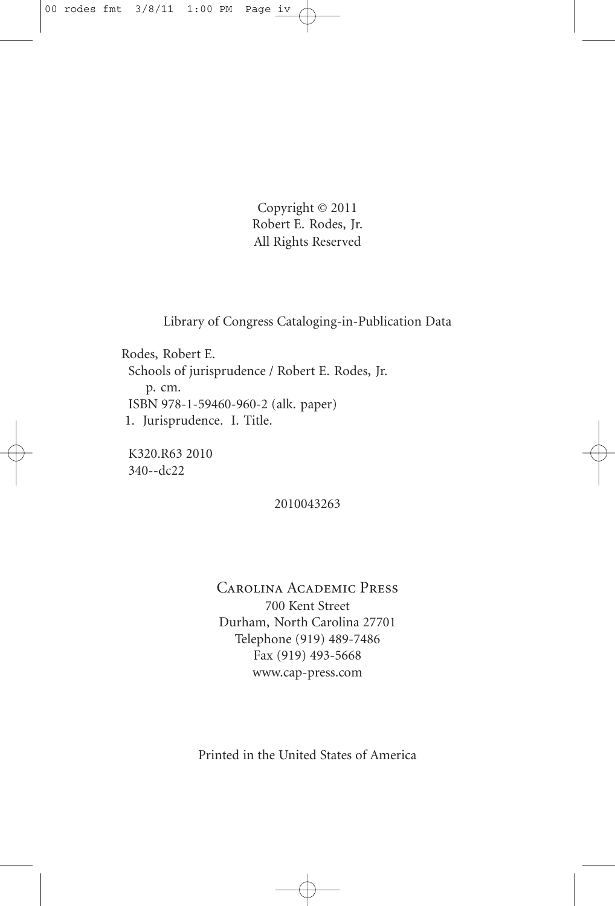Copyright © 2011
Robert E. Rodes, Jr.
All Rights Reserved

Library of Congress Cataloging-in-Publication Data

Rodes, Robert E.
Schools of jurisprudence / Robert E. Rodes, Jr.
p. cm.
ISBN 978-1-59460-960-2 (alk. paper)
1. Jurisprudence. I. Title.

K320.R63 2010
340--dc22

2010043263

Carolina Academic Press
700 Kent Street
Durham, North Carolina 27701
Telephone (919) 489-7486
Fax (919) 493-5668
www.cap-press.com

Printed in the United States of America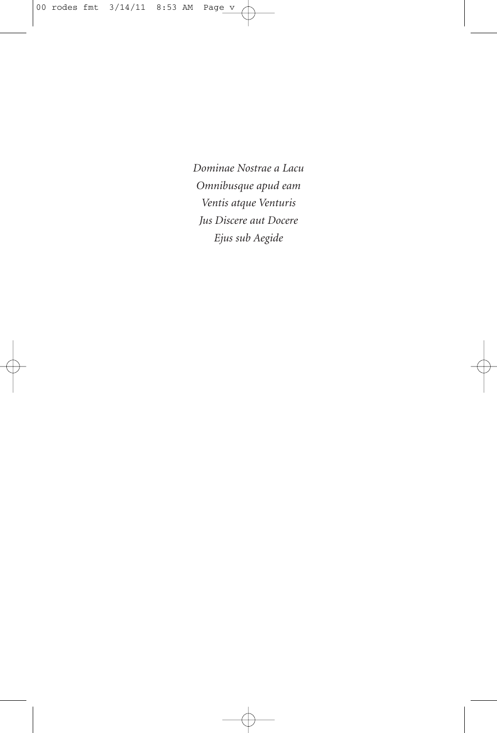*Dominae Nostrae a Lacu*
*Omnibusque apud eam*
*Ventis atque Venturis*
*Jus Discere aut Docere*
*Ejus sub Aegide*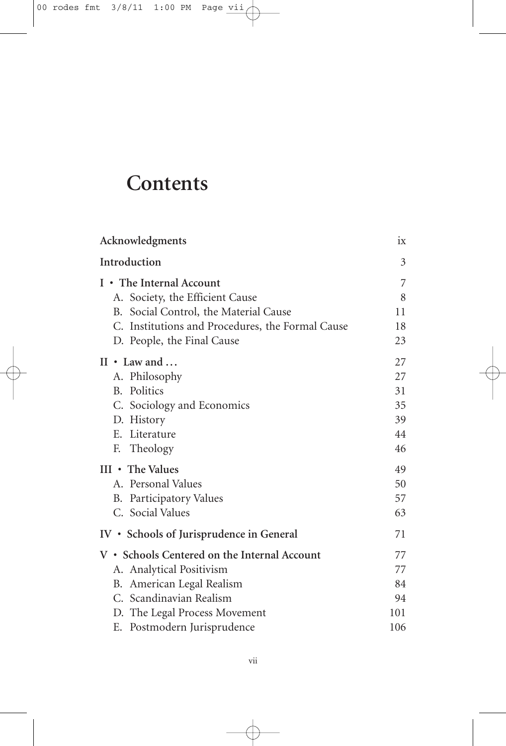# Contents

| | |
|---|---|
| **Acknowledgments** | ix |
| **Introduction** | 3 |
| **I • The Internal Account** | 7 |
| A. Society, the Efficient Cause | 8 |
| B. Social Control, the Material Cause | 11 |
| C. Institutions and Procedures, the Formal Cause | 18 |
| D. People, the Final Cause | 23 |
| **II • Law and . . .** | 27 |
| A. Philosophy | 27 |
| B. Politics | 31 |
| C. Sociology and Economics | 35 |
| D. History | 39 |
| E. Literature | 44 |
| F. Theology | 46 |
| **III • The Values** | 49 |
| A. Personal Values | 50 |
| B. Participatory Values | 57 |
| C. Social Values | 63 |
| **IV • Schools of Jurisprudence in General** | 71 |
| **V • Schools Centered on the Internal Account** | 77 |
| A. Analytical Positivism | 77 |
| B. American Legal Realism | 84 |
| C. Scandinavian Realism | 94 |
| D. The Legal Process Movement | 101 |
| E. Postmodern Jurisprudence | 106 |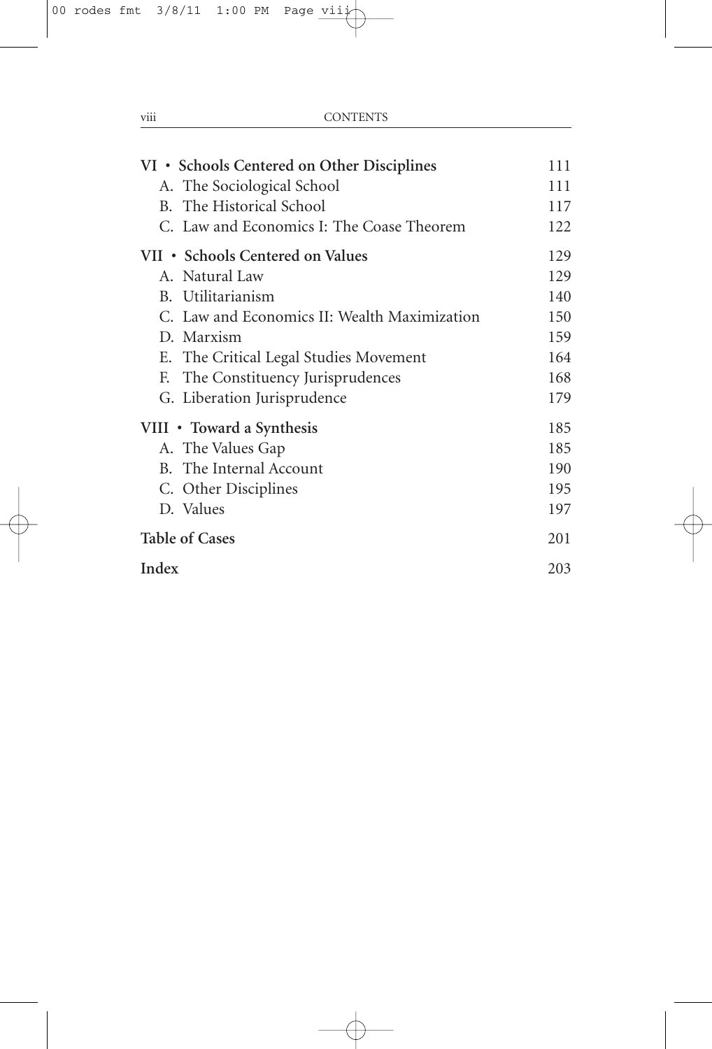| | |
|---|---|
| **VI • Schools Centered on Other Disciplines** | 111 |
| A. The Sociological School | 111 |
| B. The Historical School | 117 |
| C. Law and Economics I: The Coase Theorem | 122 |
| **VII • Schools Centered on Values** | 129 |
| A. Natural Law | 129 |
| B. Utilitarianism | 140 |
| C. Law and Economics II: Wealth Maximization | 150 |
| D. Marxism | 159 |
| E. The Critical Legal Studies Movement | 164 |
| F. The Constituency Jurisprudences | 168 |
| G. Liberation Jurisprudence | 179 |
| **VIII • Toward a Synthesis** | 185 |
| A. The Values Gap | 185 |
| B. The Internal Account | 190 |
| C. Other Disciplines | 195 |
| D. Values | 197 |
| **Table of Cases** | 201 |
| **Index** | 203 |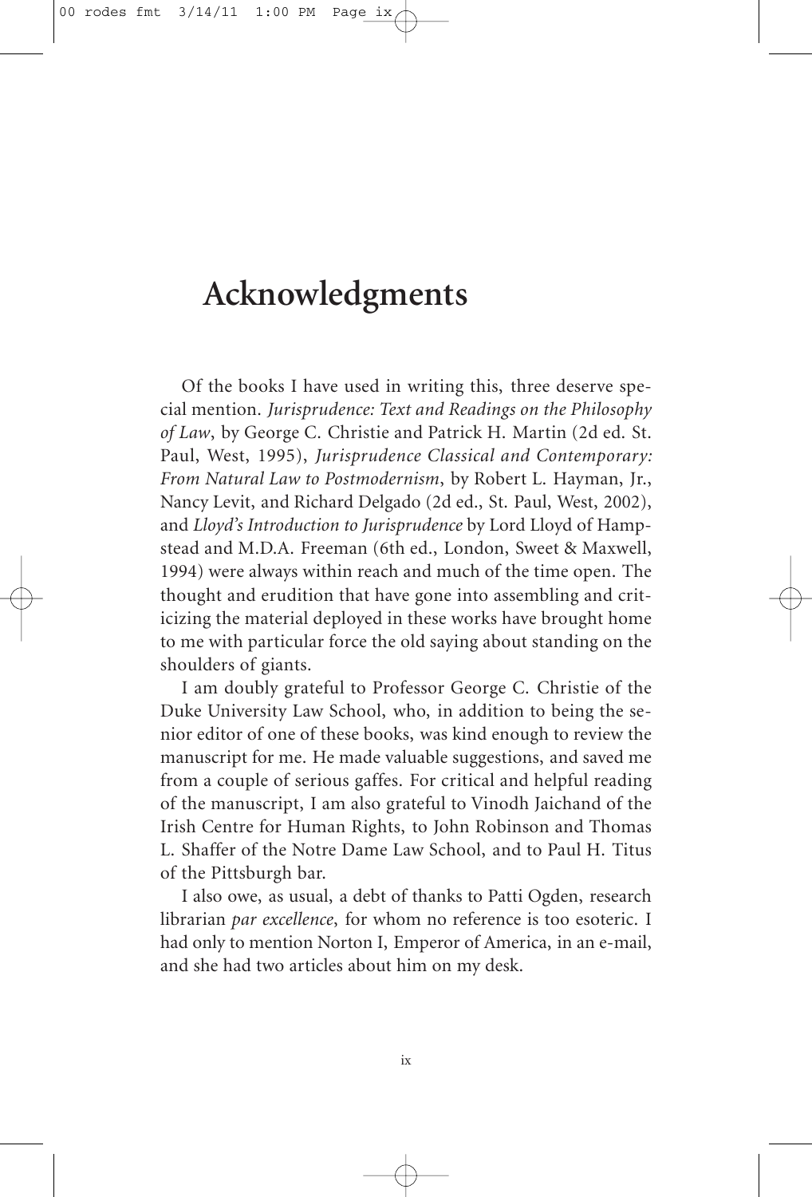# Acknowledgments

Of the books I have used in writing this, three deserve special mention. *Jurisprudence: Text and Readings on the Philosophy of Law*, by George C. Christie and Patrick H. Martin (2d ed. St. Paul, West, 1995), *Jurisprudence Classical and Contemporary: From Natural Law to Postmodernism*, by Robert L. Hayman, Jr., Nancy Levit, and Richard Delgado (2d ed., St. Paul, West, 2002), and *Lloyd's Introduction to Jurisprudence* by Lord Lloyd of Hampstead and M.D.A. Freeman (6th ed., London, Sweet & Maxwell, 1994) were always within reach and much of the time open. The thought and erudition that have gone into assembling and criticizing the material deployed in these works have brought home to me with particular force the old saying about standing on the shoulders of giants.

I am doubly grateful to Professor George C. Christie of the Duke University Law School, who, in addition to being the senior editor of one of these books, was kind enough to review the manuscript for me. He made valuable suggestions, and saved me from a couple of serious gaffes. For critical and helpful reading of the manuscript, I am also grateful to Vinodh Jaichand of the Irish Centre for Human Rights, to John Robinson and Thomas L. Shaffer of the Notre Dame Law School, and to Paul H. Titus of the Pittsburgh bar.

I also owe, as usual, a debt of thanks to Patti Ogden, research librarian *par excellence*, for whom no reference is too esoteric. I had only to mention Norton I, Emperor of America, in an e-mail, and she had two articles about him on my desk.